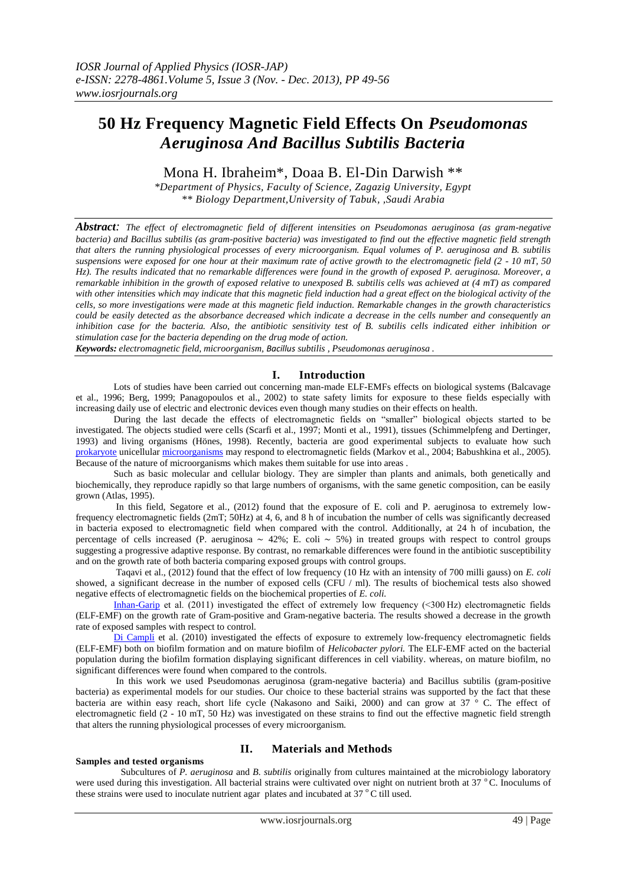# 50 Hz Frequency Magnetic Field Effects On *Pseudomonas Aeruginosa* And *Bacillus Subtilis* Bacteria

Mona H. Ibraheim*, Doaa B. El-Din Darwish **

*\*Department of Physics, Faculty of Science, Zagazig University, Egypt*
*\*\* Biology Department,University of Tabuk, ,Saudi Arabia*

***Abstract:*** *The effect of electromagnetic field of different intensities on Pseudomonas aeruginosa (as gram-negative bacteria) and Bacillus subtilis (as gram-positive bacteria) was investigated to find out the effective magnetic field strength that alters the running physiological processes of every microorganism. Equal volumes of P. aeruginosa and B. subtilis suspensions were exposed for one hour at their maximum rate of active growth to the electromagnetic field (2 - 10 mT, 50 Hz). The results indicated that no remarkable differences were found in the growth of exposed P. aeruginosa. Moreover, a remarkable inhibition in the growth of exposed relative to unexposed B. subtilis cells was achieved at (4 mT) as compared with other intensities which may indicate that this magnetic field induction had a great effect on the biological activity of the cells, so more investigations were made at this magnetic field induction. Remarkable changes in the growth characteristics could be easily detected as the absorbance decreased which indicate a decrease in the cells number and consequently an inhibition case for the bacteria. Also, the antibiotic sensitivity test of B. subtilis cells indicated either inhibition or stimulation case for the bacteria depending on the drug mode of action.*

***Keywords:*** *electromagnetic field, microorganism, Bacillus subtilis , Pseudomonas aeruginosa .*

## I. Introduction

Lots of studies have been carried out concerning man-made ELF-EMFs effects on biological systems (Balcavage et al., 1996; Berg, 1999; Panagopoulos et al., 2002) to state safety limits for exposure to these fields especially with increasing daily use of electric and electronic devices even though many studies on their effects on health.

During the last decade the effects of electromagnetic fields on "smaller" biological objects started to be investigated. The objects studied were cells (Scarfi et al., 1997; Monti et al., 1991), tissues (Schimmelpfeng and Dertinger, 1993) and living organisms (Hönes, 1998). Recently, bacteria are good experimental subjects to evaluate how such prokaryote unicellular microorganisms may respond to electromagnetic fields (Markov et al., 2004; Babushkina et al., 2005). Because of the nature of microorganisms which makes them suitable for use into areas .

Such as basic molecular and cellular biology. They are simpler than plants and animals, both genetically and biochemically, they reproduce rapidly so that large numbers of organisms, with the same genetic composition, can be easily grown (Atlas, 1995).

In this field, Segatore et al., (2012) found that the exposure of E. coli and P. aeruginosa to extremely low-frequency electromagnetic fields (2mT; 50Hz) at 4, 6, and 8 h of incubation the number of cells was significantly decreased in bacteria exposed to electromagnetic field when compared with the control. Additionally, at 24 h of incubation, the percentage of cells increased (P. aeruginosa ∼ 42%; E. coli ∼ 5%) in treated groups with respect to control groups suggesting a progressive adaptive response. By contrast, no remarkable differences were found in the antibiotic susceptibility and on the growth rate of both bacteria comparing exposed groups with control groups.

Taqavi et al., (2012) found that the effect of low frequency (10 Hz with an intensity of 700 milli gauss) on *E. coli* showed, a significant decrease in the number of exposed cells (CFU / ml). The results of biochemical tests also showed negative effects of electromagnetic fields on the biochemical properties of *E. coli.*

Inhan-Garip et al. (2011) investigated the effect of extremely low frequency (<300 Hz) electromagnetic fields (ELF-EMF) on the growth rate of Gram-positive and Gram-negative bacteria. The results showed a decrease in the growth rate of exposed samples with respect to control.

Di Campli et al. (2010) investigated the effects of exposure to extremely low-frequency electromagnetic fields (ELF-EMF) both on biofilm formation and on mature biofilm of *Helicobacter pylori.* The ELF-EMF acted on the bacterial population during the biofilm formation displaying significant differences in cell viability. whereas, on mature biofilm, no significant differences were found when compared to the controls.

In this work we used Pseudomonas aeruginosa (gram-negative bacteria) and Bacillus subtilis (gram-positive bacteria) as experimental models for our studies. Our choice to these bacterial strains was supported by the fact that these bacteria are within easy reach, short life cycle (Nakasono and Saiki, 2000) and can grow at 37 ° C. The effect of electromagnetic field (2 - 10 mT, 50 Hz) was investigated on these strains to find out the effective magnetic field strength that alters the running physiological processes of every microorganism.

## II. Materials and Methods

**Samples and tested organisms**

Subcultures of *P. aeruginosa* and *B. subtilis* originally from cultures maintained at the microbiology laboratory were used during this investigation. All bacterial strains were cultivated over night on nutrient broth at 37 °C. Inoculums of these strains were used to inoculate nutrient agar plates and incubated at 37 °C till used.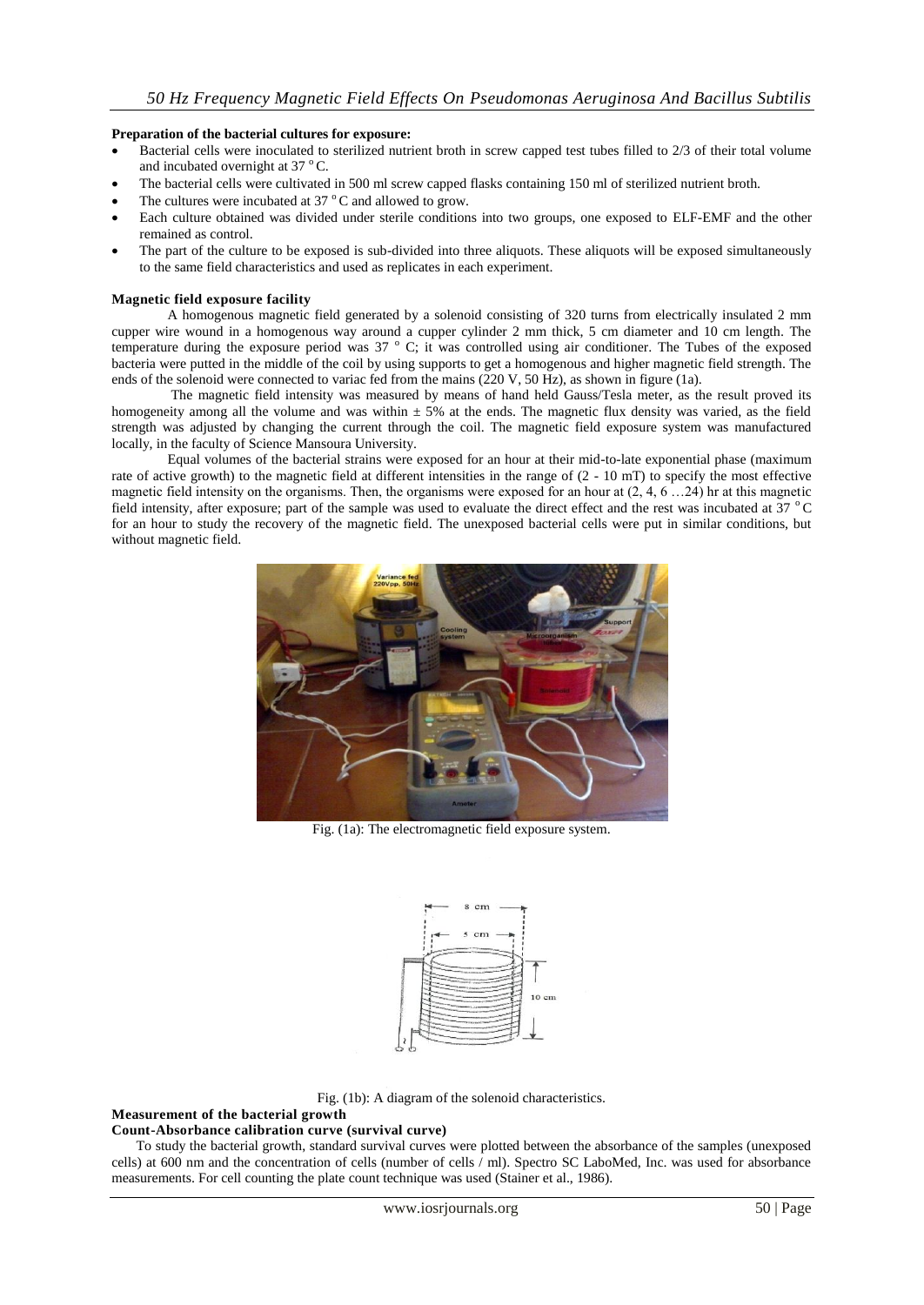**Preparation of the bacterial cultures for exposure:**

- Bacterial cells were inoculated to sterilized nutrient broth in screw capped test tubes filled to 2/3 of their total volume and incubated overnight at 37 °C.
- The bacterial cells were cultivated in 500 ml screw capped flasks containing 150 ml of sterilized nutrient broth.
- The cultures were incubated at 37 °C and allowed to grow.
- Each culture obtained was divided under sterile conditions into two groups, one exposed to ELF-EMF and the other remained as control.
- The part of the culture to be exposed is sub-divided into three aliquots. These aliquots will be exposed simultaneously to the same field characteristics and used as replicates in each experiment.

**Magnetic field exposure facility**

A homogenous magnetic field generated by a solenoid consisting of 320 turns from electrically insulated 2 mm cupper wire wound in a homogenous way around a cupper cylinder 2 mm thick, 5 cm diameter and 10 cm length. The temperature during the exposure period was 37 ° C; it was controlled using air conditioner. The Tubes of the exposed bacteria were putted in the middle of the coil by using supports to get a homogenous and higher magnetic field strength. The ends of the solenoid were connected to variac fed from the mains (220 V, 50 Hz), as shown in figure (1a).

The magnetic field intensity was measured by means of hand held Gauss/Tesla meter, as the result proved its homogeneity among all the volume and was within ± 5% at the ends. The magnetic flux density was varied, as the field strength was adjusted by changing the current through the coil. The magnetic field exposure system was manufactured locally, in the faculty of Science Mansoura University.

Equal volumes of the bacterial strains were exposed for an hour at their mid-to-late exponential phase (maximum rate of active growth) to the magnetic field at different intensities in the range of (2 - 10 mT) to specify the most effective magnetic field intensity on the organisms. Then, the organisms were exposed for an hour at (2, 4, 6 …24) hr at this magnetic field intensity, after exposure; part of the sample was used to evaluate the direct effect and the rest was incubated at 37 °C for an hour to study the recovery of the magnetic field. The unexposed bacterial cells were put in similar conditions, but without magnetic field.

Variance fed 220Vpp, 50Hz

Cooling system

Support

Microorganism

Solenoid

Ameter

Fig. (1a): The electromagnetic field exposure system.

8 cm

5 cm

10 cm

Fig. (1b): A diagram of the solenoid characteristics.

**Measurement of the bacterial growth**

**Count-Absorbance calibration curve (survival curve)**

To study the bacterial growth, standard survival curves were plotted between the absorbance of the samples (unexposed cells) at 600 nm and the concentration of cells (number of cells / ml). Spectro SC LaboMed, Inc. was used for absorbance measurements. For cell counting the plate count technique was used (Stainer et al., 1986).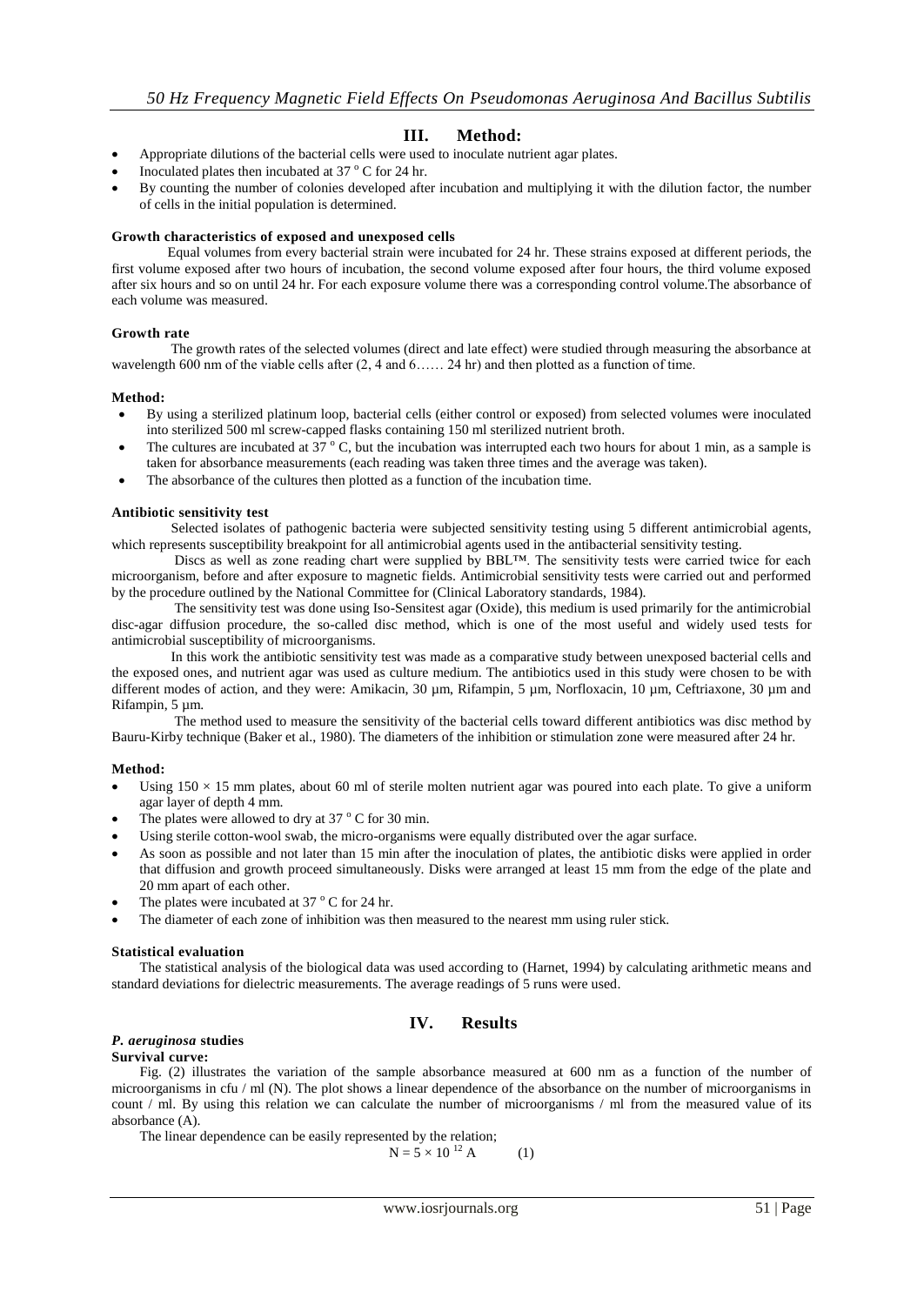## III. Method:

- Appropriate dilutions of the bacterial cells were used to inoculate nutrient agar plates.
- Inoculated plates then incubated at 37 °C for 24 hr.
- By counting the number of colonies developed after incubation and multiplying it with the dilution factor, the number of cells in the initial population is determined.

**Growth characteristics of exposed and unexposed cells**

Equal volumes from every bacterial strain were incubated for 24 hr. These strains exposed at different periods, the first volume exposed after two hours of incubation, the second volume exposed after four hours, the third volume exposed after six hours and so on until 24 hr. For each exposure volume there was a corresponding control volume.The absorbance of each volume was measured.

**Growth rate**

The growth rates of the selected volumes (direct and late effect) were studied through measuring the absorbance at wavelength 600 nm of the viable cells after (2, 4 and 6…… 24 hr) and then plotted as a function of time.

**Method:**

- By using a sterilized platinum loop, bacterial cells (either control or exposed) from selected volumes were inoculated into sterilized 500 ml screw-capped flasks containing 150 ml sterilized nutrient broth.
- The cultures are incubated at 37 °C, but the incubation was interrupted each two hours for about 1 min, as a sample is taken for absorbance measurements (each reading was taken three times and the average was taken).
- The absorbance of the cultures then plotted as a function of the incubation time.

**Antibiotic sensitivity test**

Selected isolates of pathogenic bacteria were subjected sensitivity testing using 5 different antimicrobial agents, which represents susceptibility breakpoint for all antimicrobial agents used in the antibacterial sensitivity testing.

Discs as well as zone reading chart were supplied by BBL™. The sensitivity tests were carried twice for each microorganism, before and after exposure to magnetic fields. Antimicrobial sensitivity tests were carried out and performed by the procedure outlined by the National Committee for (Clinical Laboratory standards, 1984).

The sensitivity test was done using Iso-Sensitest agar (Oxide), this medium is used primarily for the antimicrobial disc-agar diffusion procedure, the so-called disc method, which is one of the most useful and widely used tests for antimicrobial susceptibility of microorganisms.

In this work the antibiotic sensitivity test was made as a comparative study between unexposed bacterial cells and the exposed ones, and nutrient agar was used as culture medium. The antibiotics used in this study were chosen to be with different modes of action, and they were: Amikacin, 30 µm, Rifampin, 5 µm, Norfloxacin, 10 µm, Ceftriaxone, 30 µm and Rifampin, 5 µm.

The method used to measure the sensitivity of the bacterial cells toward different antibiotics was disc method by Bauru-Kirby technique (Baker et al., 1980). The diameters of the inhibition or stimulation zone were measured after 24 hr.

**Method:**

- Using 150 × 15 mm plates, about 60 ml of sterile molten nutrient agar was poured into each plate. To give a uniform agar layer of depth 4 mm.
- The plates were allowed to dry at 37 °C for 30 min.
- Using sterile cotton-wool swab, the micro-organisms were equally distributed over the agar surface.
- As soon as possible and not later than 15 min after the inoculation of plates, the antibiotic disks were applied in order that diffusion and growth proceed simultaneously. Disks were arranged at least 15 mm from the edge of the plate and 20 mm apart of each other.
- The plates were incubated at 37 °C for 24 hr.
- The diameter of each zone of inhibition was then measured to the nearest mm using ruler stick.

**Statistical evaluation**

The statistical analysis of the biological data was used according to (Harnet, 1994) by calculating arithmetic means and standard deviations for dielectric measurements. The average readings of 5 runs were used.

## IV. Results

***P. aeruginosa* studies**

**Survival curve:**

Fig. (2) illustrates the variation of the sample absorbance measured at 600 nm as a function of the number of microorganisms in cfu / ml (N). The plot shows a linear dependence of the absorbance on the number of microorganisms in count / ml. By using this relation we can calculate the number of microorganisms / ml from the measured value of its absorbance (A).

The linear dependence can be easily represented by the relation;

$$N = 5 \times 10^{12} A \qquad (1)$$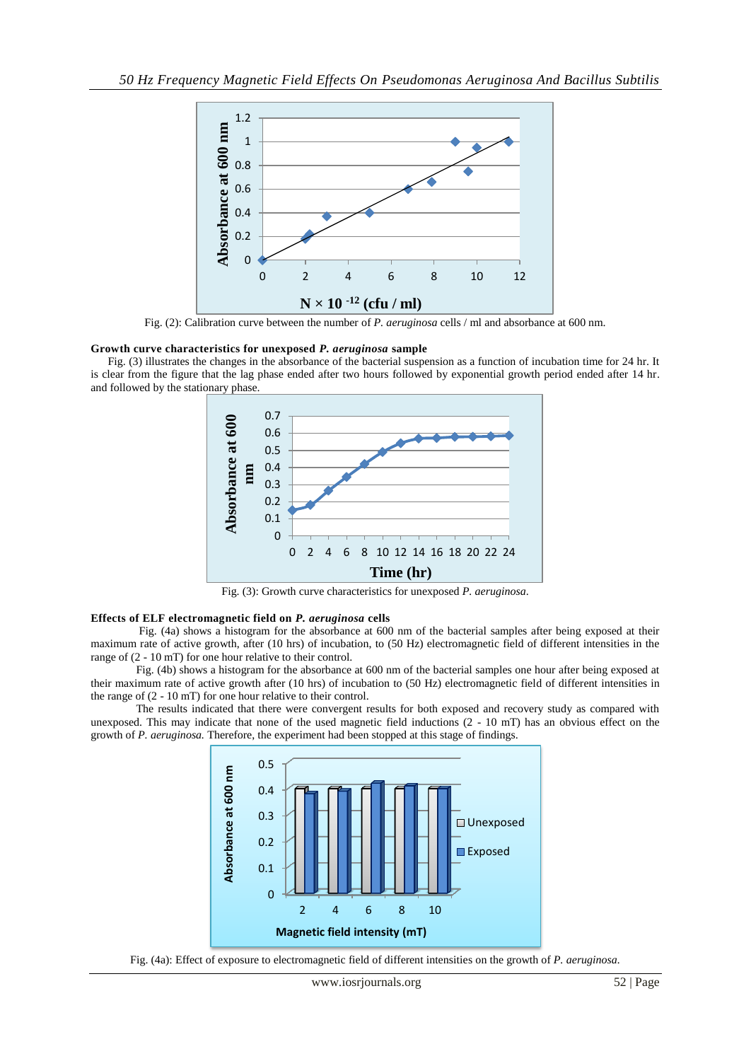1.2
1
0.8
0.6
0.4
0.2
0
0 2 4 6 8 10 12

Absorbance at 600 nm

N × 10 $^{-12}$ (cfu / ml)

Fig. (2): Calibration curve between the number of *P. aeruginosa* cells / ml and absorbance at 600 nm.

**Growth curve characteristics for unexposed *P. aeruginosa* sample**

Fig. (3) illustrates the changes in the absorbance of the bacterial suspension as a function of incubation time for 24 hr. It is clear from the figure that the lag phase ended after two hours followed by exponential growth period ended after 14 hr. and followed by the stationary phase.

0.7
0.6
0.5
0.4
0.3
0.2
0.1
0
0 2 4 6 8 10 12 14 16 18 20 22 24

Absorbance at 600 nm

Time (hr)

Fig. (3): Growth curve characteristics for unexposed *P. aeruginosa*.

**Effects of ELF electromagnetic field on *P. aeruginosa* cells**

Fig. (4a) shows a histogram for the absorbance at 600 nm of the bacterial samples after being exposed at their maximum rate of active growth, after (10 hrs) of incubation, to (50 Hz) electromagnetic field of different intensities in the range of (2 - 10 mT) for one hour relative to their control.

Fig. (4b) shows a histogram for the absorbance at 600 nm of the bacterial samples one hour after being exposed at their maximum rate of active growth after (10 hrs) of incubation to (50 Hz) electromagnetic field of different intensities in the range of (2 - 10 mT) for one hour relative to their control.

The results indicated that there were convergent results for both exposed and recovery study as compared with unexposed. This may indicate that none of the used magnetic field inductions (2 - 10 mT) has an obvious effect on the growth of *P. aeruginosa.* Therefore, the experiment had been stopped at this stage of findings.

0.5
0.4
0.3
0.2
0.1
0
2 4 6 8 10

Absorbance at 600 nm

Magnetic field intensity (mT)

Unexposed
Exposed

Fig. (4a): Effect of exposure to electromagnetic field of different intensities on the growth of *P. aeruginosa.*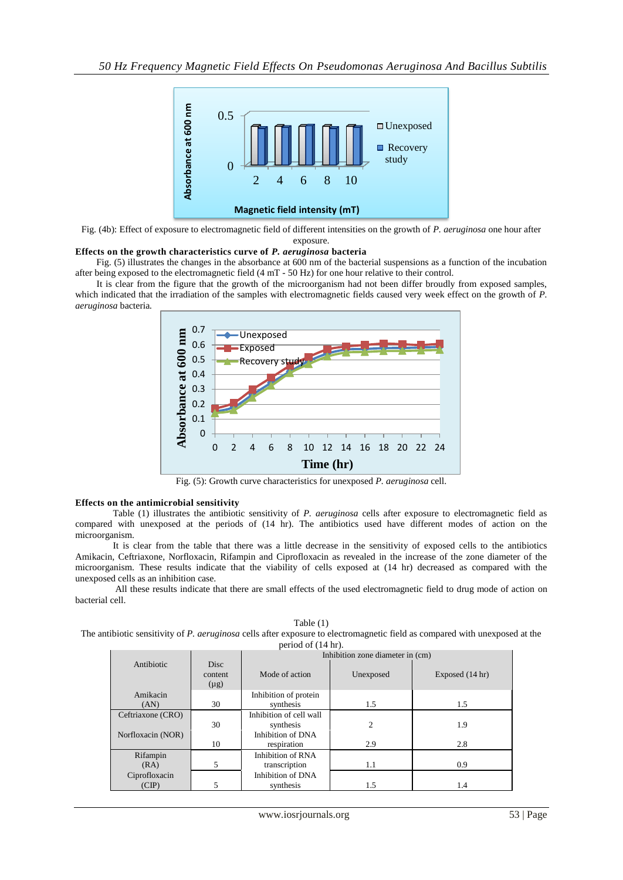0.5

0

2 4 6 8 10

Absorbance at 600 nm

Magnetic field intensity (mT)

Unexposed

Recovery study

Fig. (4b): Effect of exposure to electromagnetic field of different intensities on the growth of *P. aeruginosa* one hour after exposure.

**Effects on the growth characteristics curve of *P. aeruginosa* bacteria**

Fig. (5) illustrates the changes in the absorbance at 600 nm of the bacterial suspensions as a function of the incubation after being exposed to the electromagnetic field (4 mT - 50 Hz) for one hour relative to their control.

It is clear from the figure that the growth of the microorganism had not been differ broudly from exposed samples, which indicated that the irradiation of the samples with electromagnetic fields caused very week effect on the growth of *P. aeruginosa* bacteria.

0.7
0.6
0.5
0.4
0.3
0.2
0.1
0

0 2 4 6 8 10 12 14 16 18 20 22 24

Absorbance at 600 nm

Time (hr)

Unexposed

Exposed

Recovery study

Fig. (5): Growth curve characteristics for unexposed *P. aeruginosa* cell.

**Effects on the antimicrobial sensitivity**

Table (1) illustrates the antibiotic sensitivity of *P. aeruginosa* cells after exposure to electromagnetic field as compared with unexposed at the periods of (14 hr). The antibiotics used have different modes of action on the microorganism.

It is clear from the table that there was a little decrease in the sensitivity of exposed cells to the antibiotics Amikacin, Ceftriaxone, Norfloxacin, Rifampin and Ciprofloxacin as revealed in the increase of the zone diameter of the microorganism. These results indicate that the viability of cells exposed at (14 hr) decreased as compared with the unexposed cells as an inhibition case.

All these results indicate that there are small effects of the used electromagnetic field to drug mode of action on bacterial cell.

Table (1)

The antibiotic sensitivity of *P. aeruginosa* cells after exposure to electromagnetic field as compared with unexposed at the period of (14 hr).

| Antibiotic | Disc content (µg) | Inhibition zone diameter in (cm) | | |
|---|---|---|---|---|
| | | Mode of action | Unexposed | Exposed (14 hr) |
| Amikacin (AN) | 30 | Inhibition of protein synthesis | 1.5 | 1.5 |
| Ceftriaxone (CRO) | 30 | Inhibition of cell wall synthesis | 2 | 1.9 |
| Norfloxacin (NOR) | 10 | Inhibition of DNA respiration | 2.9 | 2.8 |
| Rifampin (RA) | 5 | Inhibition of RNA transcription | 1.1 | 0.9 |
| Ciprofloxacin (CIP) | 5 | Inhibition of DNA synthesis | 1.5 | 1.4 |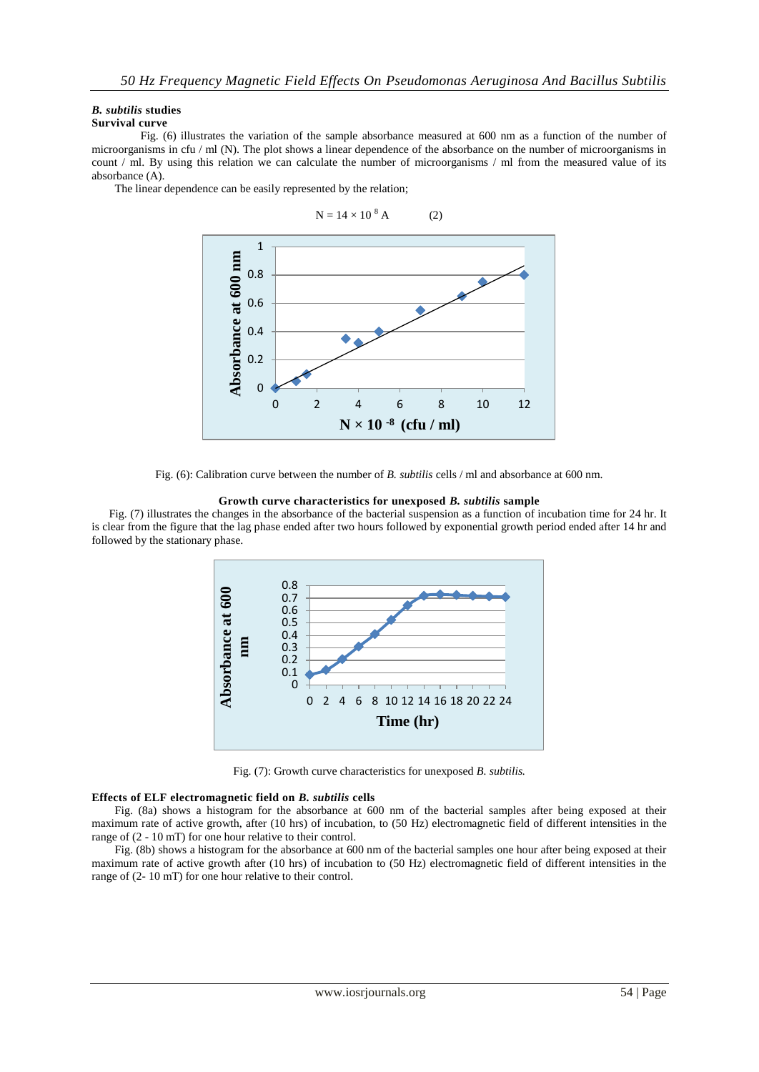### *B. subtilis* studies

#### Survival curve

Fig. (6) illustrates the variation of the sample absorbance measured at 600 nm as a function of the number of microorganisms in cfu / ml (N). The plot shows a linear dependence of the absorbance on the number of microorganisms in count / ml. By using this relation we can calculate the number of microorganisms / ml from the measured value of its absorbance (A).

The linear dependence can be easily represented by the relation;

$$N = 14 \times 10^{8} A \qquad (2)$$

Absorbance at 600 nm

1
0.8
0.6
0.4
0.2
0

0 2 4 6 8 10 12

$N \times 10^{-8}$ (cfu / ml)

Fig. (6): Calibration curve between the number of *B. subtilis* cells / ml and absorbance at 600 nm.

#### Growth curve characteristics for unexposed *B. subtilis* sample

Fig. (7) illustrates the changes in the absorbance of the bacterial suspension as a function of incubation time for 24 hr. It is clear from the figure that the lag phase ended after two hours followed by exponential growth period ended after 14 hr and followed by the stationary phase.

Absorbance at 600 nm

0.8
0.7
0.6
0.5
0.4
0.3
0.2
0.1
0

0 2 4 6 8 10 12 14 16 18 20 22 24

Time (hr)

Fig. (7): Growth curve characteristics for unexposed *B. subtilis.*

#### Effects of ELF electromagnetic field on *B. subtilis* cells

Fig. (8a) shows a histogram for the absorbance at 600 nm of the bacterial samples after being exposed at their maximum rate of active growth, after (10 hrs) of incubation, to (50 Hz) electromagnetic field of different intensities in the range of (2 - 10 mT) for one hour relative to their control.

Fig. (8b) shows a histogram for the absorbance at 600 nm of the bacterial samples one hour after being exposed at their maximum rate of active growth after (10 hrs) of incubation to (50 Hz) electromagnetic field of different intensities in the range of (2- 10 mT) for one hour relative to their control.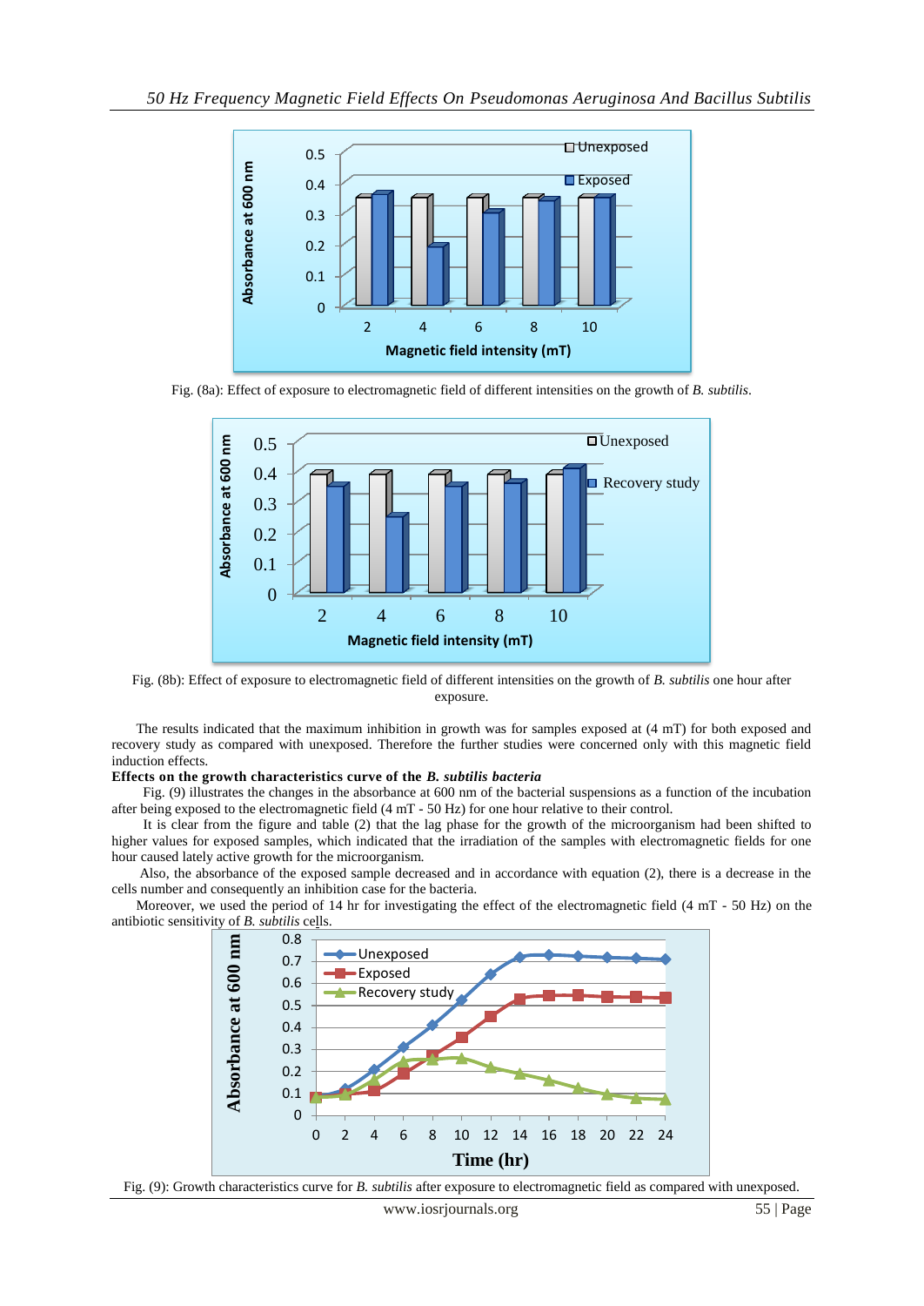0.5
0.4
0.3
0.2
0.1
0
Absorbance at 600 nm
2 4 6 8 10
Magnetic field intensity (mT)
Unexposed
Exposed

Fig. (8a): Effect of exposure to electromagnetic field of different intensities on the growth of *B. subtilis*.

0.5
0.4
0.3
0.2
0.1
0
Absorbance at 600 nm
2 4 6 8 10
Magnetic field intensity (mT)
Unexposed
Recovery study

Fig. (8b): Effect of exposure to electromagnetic field of different intensities on the growth of *B. subtilis* one hour after exposure.

The results indicated that the maximum inhibition in growth was for samples exposed at (4 mT) for both exposed and recovery study as compared with unexposed. Therefore the further studies were concerned only with this magnetic field induction effects.

**Effects on the growth characteristics curve of the *B. subtilis* bacteria**

Fig. (9) illustrates the changes in the absorbance at 600 nm of the bacterial suspensions as a function of the incubation after being exposed to the electromagnetic field (4 mT - 50 Hz) for one hour relative to their control.

It is clear from the figure and table (2) that the lag phase for the growth of the microorganism had been shifted to higher values for exposed samples, which indicated that the irradiation of the samples with electromagnetic fields for one hour caused lately active growth for the microorganism.

Also, the absorbance of the exposed sample decreased and in accordance with equation (2), there is a decrease in the cells number and consequently an inhibition case for the bacteria.

Moreover, we used the period of 14 hr for investigating the effect of the electromagnetic field (4 mT - 50 Hz) on the antibiotic sensitivity of *B. subtilis* cells.

0.8
0.7
0.6
0.5
0.4
0.3
0.2
0.1
0
Absorbance at 600 nm
0 2 4 6 8 10 12 14 16 18 20 22 24
Time (hr)
Unexposed
Exposed
Recovery study

Fig. (9): Growth characteristics curve for *B. subtilis* after exposure to electromagnetic field as compared with unexposed.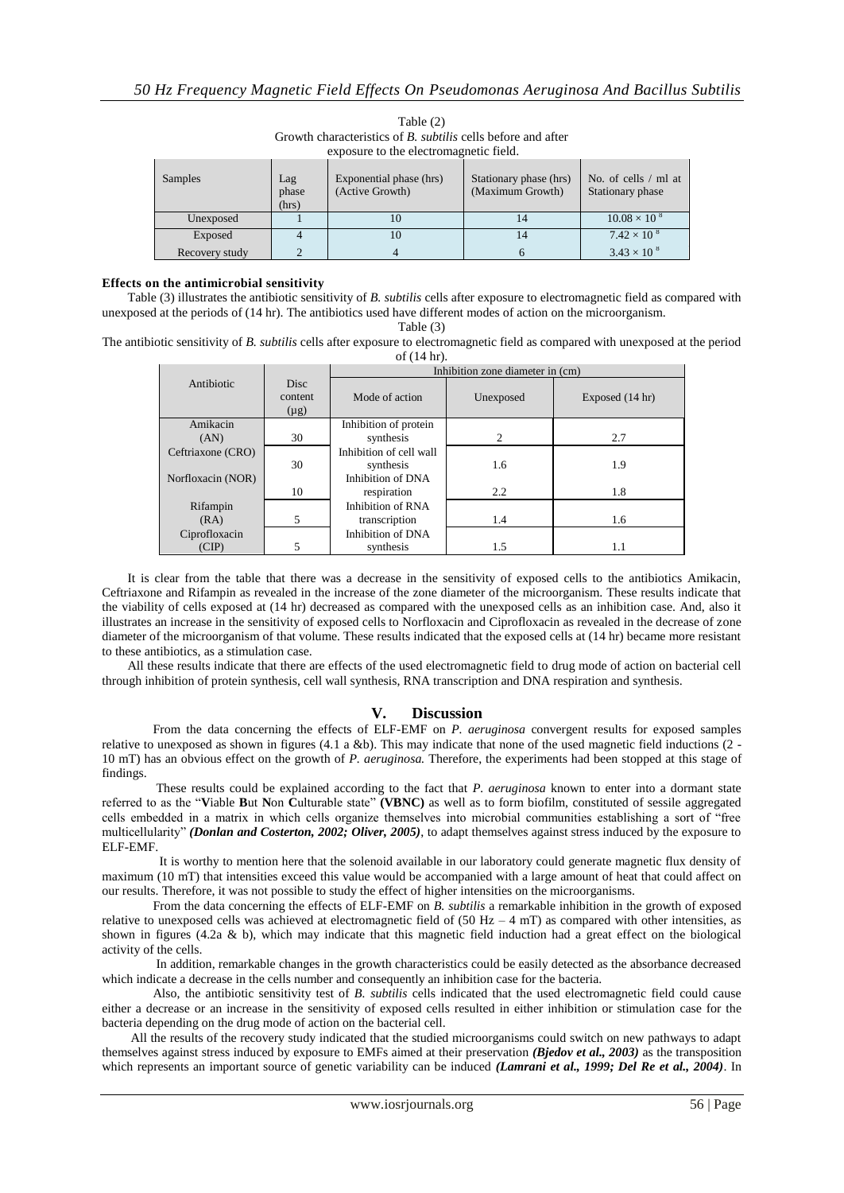Table (2)
Growth characteristics of *B. subtilis* cells before and after exposure to the electromagnetic field.

| Samples | Lag phase (hrs) | Exponential phase (hrs) (Active Growth) | Stationary phase (hrs) (Maximum Growth) | No. of cells / ml at Stationary phase |
|---|---|---|---|---|
| Unexposed | 1 | 10 | 14 | $10.08 \times 10^{8}$ |
| Exposed | 4 | 10 | 14 | $7.42 \times 10^{8}$ |
| Recovery study | 2 | 4 | 6 | $3.43 \times 10^{8}$ |

**Effects on the antimicrobial sensitivity**

Table (3) illustrates the antibiotic sensitivity of *B. subtilis* cells after exposure to electromagnetic field as compared with unexposed at the periods of (14 hr). The antibiotics used have different modes of action on the microorganism.

Table (3)
The antibiotic sensitivity of *B. subtilis* cells after exposure to electromagnetic field as compared with unexposed at the period of (14 hr).

| Antibiotic | Disc content (μg) | Inhibition zone diameter in (cm) | | |
|---|---|---|---|---|
| | | Mode of action | Unexposed | Exposed (14 hr) |
| Amikacin (AN) | 30 | Inhibition of protein synthesis | 2 | 2.7 |
| Ceftriaxone (CRO) | 30 | Inhibition of cell wall synthesis | 1.6 | 1.9 |
| Norfloxacin (NOR) | 10 | Inhibition of DNA respiration | 2.2 | 1.8 |
| Rifampin (RA) | 5 | Inhibition of RNA transcription | 1.4 | 1.6 |
| Ciprofloxacin (CIP) | 5 | Inhibition of DNA synthesis | 1.5 | 1.1 |

It is clear from the table that there was a decrease in the sensitivity of exposed cells to the antibiotics Amikacin, Ceftriaxone and Rifampin as revealed in the increase of the zone diameter of the microorganism. These results indicate that the viability of cells exposed at (14 hr) decreased as compared with the unexposed cells as an inhibition case. And, also it illustrates an increase in the sensitivity of exposed cells to Norfloxacin and Ciprofloxacin as revealed in the decrease of zone diameter of the microorganism of that volume. These results indicated that the exposed cells at (14 hr) became more resistant to these antibiotics, as a stimulation case.

All these results indicate that there are effects of the used electromagnetic field to drug mode of action on bacterial cell through inhibition of protein synthesis, cell wall synthesis, RNA transcription and DNA respiration and synthesis.

## V. Discussion

From the data concerning the effects of ELF-EMF on *P. aeruginosa* convergent results for exposed samples relative to unexposed as shown in figures (4.1 a &b). This may indicate that none of the used magnetic field inductions (2 - 10 mT) has an obvious effect on the growth of *P. aeruginosa.* Therefore, the experiments had been stopped at this stage of findings.

These results could be explained according to the fact that *P. aeruginosa* known to enter into a dormant state referred to as the "**V**iable **B**ut **N**on **C**ulturable state" **(VBNC)** as well as to form biofilm, constituted of sessile aggregated cells embedded in a matrix in which cells organize themselves into microbial communities establishing a sort of "free multicellularity" ***(Donlan and Costerton, 2002; Oliver, 2005)***, to adapt themselves against stress induced by the exposure to ELF-EMF.

It is worthy to mention here that the solenoid available in our laboratory could generate magnetic flux density of maximum (10 mT) that intensities exceed this value would be accompanied with a large amount of heat that could affect on our results. Therefore, it was not possible to study the effect of higher intensities on the microorganisms.

From the data concerning the effects of ELF-EMF on *B. subtilis* a remarkable inhibition in the growth of exposed relative to unexposed cells was achieved at electromagnetic field of (50 Hz – 4 mT) as compared with other intensities, as shown in figures (4.2a & b), which may indicate that this magnetic field induction had a great effect on the biological activity of the cells.

In addition, remarkable changes in the growth characteristics could be easily detected as the absorbance decreased which indicate a decrease in the cells number and consequently an inhibition case for the bacteria.

Also, the antibiotic sensitivity test of *B. subtilis* cells indicated that the used electromagnetic field could cause either a decrease or an increase in the sensitivity of exposed cells resulted in either inhibition or stimulation case for the bacteria depending on the drug mode of action on the bacterial cell.

All the results of the recovery study indicated that the studied microorganisms could switch on new pathways to adapt themselves against stress induced by exposure to EMFs aimed at their preservation ***(Bjedov et al., 2003)*** as the transposition which represents an important source of genetic variability can be induced ***(Lamrani et al., 1999; Del Re et al., 2004)***. In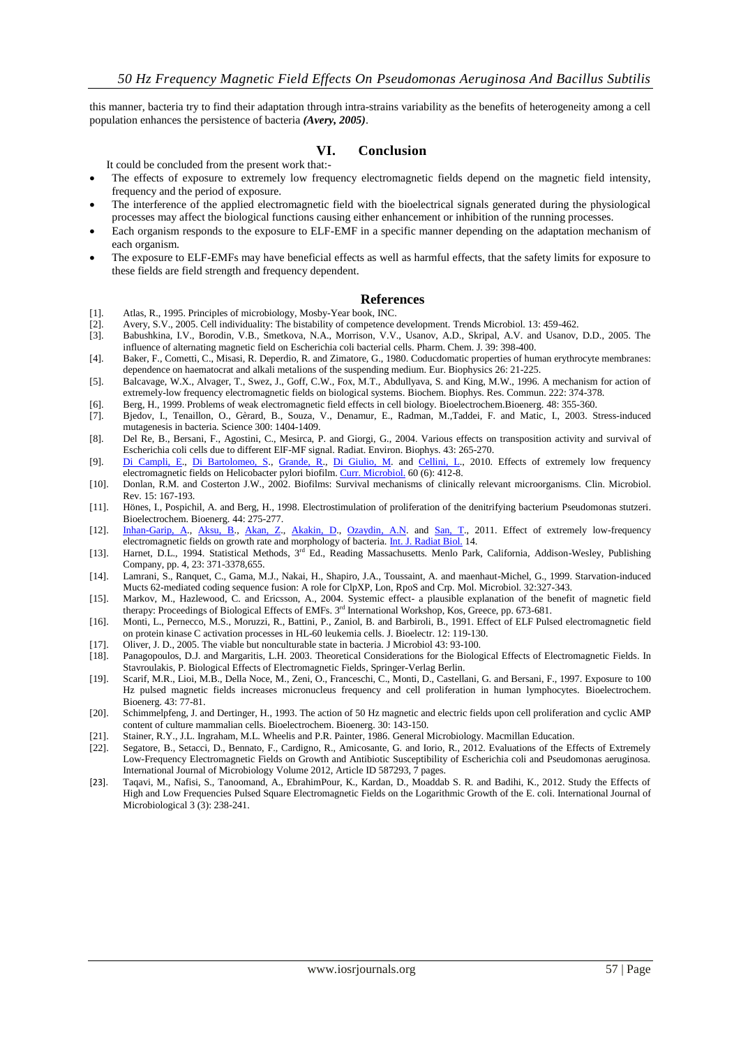this manner, bacteria try to find their adaptation through intra-strains variability as the benefits of heterogeneity among a cell population enhances the persistence of bacteria ***(Avery, 2005)***.

## VI. Conclusion

It could be concluded from the present work that:-

- The effects of exposure to extremely low frequency electromagnetic fields depend on the magnetic field intensity, frequency and the period of exposure.
- The interference of the applied electromagnetic field with the bioelectrical signals generated during the physiological processes may affect the biological functions causing either enhancement or inhibition of the running processes.
- Each organism responds to the exposure to ELF-EMF in a specific manner depending on the adaptation mechanism of each organism.
- The exposure to ELF-EMFs may have beneficial effects as well as harmful effects, that the safety limits for exposure to these fields are field strength and frequency dependent.

## References

[1]. Atlas, R., 1995. Principles of microbiology, Mosby-Year book, INC.

[2]. Avery, S.V., 2005. Cell individuality: The bistability of competence development. Trends Microbiol. 13: 459-462.

[3]. Babushkina, I.V., Borodin, V.B., Smetkova, N.A., Morrison, V.V., Usanov, A.D., Skripal, A.V. and Usanov, D.D., 2005. The influence of alternating magnetic field on Escherichia coli bacterial cells. Pharm. Chem. J. 39: 398-400.

[4]. Baker, F., Cometti, C., Misasi, R. Deperdio, R. and Zimatore, G., 1980. Coducdomatic properties of human erythrocyte membranes: dependence on haematocrat and alkali metalions of the suspending medium. Eur. Biophysics 26: 21-225.

[5]. Balcavage, W.X., Alvager, T., Swez, J., Goff, C.W., Fox, M.T., Abdullyava, S. and King, M.W., 1996. A mechanism for action of extremely-low frequency electromagnetic fields on biological systems. Biochem. Biophys. Res. Commun. 222: 374-378.

[6]. Berg, H., 1999. Problems of weak electromagnetic field effects in cell biology. Bioelectrochem.Bioenerg. 48: 355-360.

[7]. Bjedov, I., Tenaillon, O., Gèrard, B., Souza, V., Denamur, E., Radman, M.,Taddei, F. and Matic, I., 2003. Stress-induced mutagenesis in bacteria. Science 300: 1404-1409.

[8]. Del Re, B., Bersani, F., Agostini, C., Mesirca, P. and Giorgi, G., 2004. Various effects on transposition activity and survival of Escherichia coli cells due to different ElF-MF signal. Radiat. Environ. Biophys. 43: 265-270.

[9]. Di Campli, E., Di Bartolomeo, S., Grande, R., Di Giulio, M. and Cellini, L., 2010. Effects of extremely low frequency electromagnetic fields on Helicobacter pylori biofilm. Curr. Microbiol. 60 (6): 412-8.

[10]. Donlan, R.M. and Costerton J.W., 2002. Biofilms: Survival mechanisms of clinically relevant microorganisms. Clin. Microbiol. Rev. 15: 167-193.

[11]. Hönes, I., Pospichil, A. and Berg, H., 1998. Electrostimulation of proliferation of the denitrifying bacterium Pseudomonas stutzeri. Bioelectrochem. Bioeneg. 44: 275-277.

[12]. Inhan-Garip, A., Aksu, B., Akan, Z., Akakin, D., Ozaydin, A.N. and San, T., 2011. Effect of extremely low-frequency electromagnetic fields on growth rate and morphology of bacteria. Int. J. Radiat Biol. 14.

[13]. Harnet, D.L., 1994. Statistical Methods, 3rd Ed., Reading Massachusetts. Menlo Park, California, Addison-Wesley, Publishing Company, pp. 4, 23: 371-3378,655.

[14]. Lamrani, S., Ranquet, C., Gama, M.J., Nakai, H., Shapiro, J.A., Toussaint, A. and maenhaut-Michel, G., 1999. Starvation-induced Mucts 62-mediated coding sequence fusion: A role for ClpXP, Lon, RpoS and Crp. Mol. Microbiol. 32:327-343.

[15]. Markov, M., Hazlewood, C. and Ericsson, A., 2004. Systemic effect- a plausible explanation of the benefit of magnetic field therapy: Proceedings of Biological Effects of EMFs. 3rd International Workshop, Kos, Greece, pp. 673-681.

[16]. Monti, L., Pernecco, M.S., Moruzzi, R., Battini, P., Zaniol, B. and Barbiroli, B., 1991. Effect of ELF Pulsed electromagnetic field on protein kinase C activation processes in HL-60 leukemia cells. J. Bioelectr. 12: 119-130.

[17]. Oliver, J. D., 2005. The viable but nonculturable state in bacteria. J Microbiol 43: 93-100.

[18]. Panagopoulos, D.J. and Margaritis, L.H. 2003. Theoretical Considerations for the Biological Effects of Electromagnetic Fields. In Stavroulakis, P. Biological Effects of Electromagnetic Fields, Springer-Verlag Berlin.

[19]. Scarif, M.R., Lioi, M.B., Della Noce, M., Zeni, O., Franceschi, C., Monti, D., Castellani, G. and Bersani, F., 1997. Exposure to 100 Hz pulsed magnetic fields increases micronucleus frequency and cell proliferation in human lymphocytes. Bioelectrochem. Bioenerg. 43: 77-81.

[20]. Schimmelpfeng, J. and Dertinger, H., 1993. The action of 50 Hz magnetic and electric fields upon cell proliferation and cyclic AMP content of culture mammalian cells. Bioelectrochem. Bioenerg. 30: 143-150.

[21]. Stainer, R.Y., J.L. Ingraham, M.L. Wheelis and P.R. Painter, 1986. General Microbiology. Macmillan Education.

[22]. Segatore, B., Setacci, D., Bennato, F., Cardigno, R., Amicosante, G. and Iorio, R., 2012. Evaluations of the Effects of Extremely Low-Frequency Electromagnetic Fields on Growth and Antibiotic Susceptibility of Escherichia coli and Pseudomonas aeruginosa. International Journal of Microbiology Volume 2012, Article ID 587293, 7 pages.

[23]. Taqavi, M., Nafisi, S., Tanoomand, A., EbrahimPour, K., Kardan, D., Moaddab S. R. and Badihi, K., 2012. Study the Effects of High and Low Frequencies Pulsed Square Electromagnetic Fields on the Logarithmic Growth of the E. coli. International Journal of Microbiological 3 (3): 238-241.